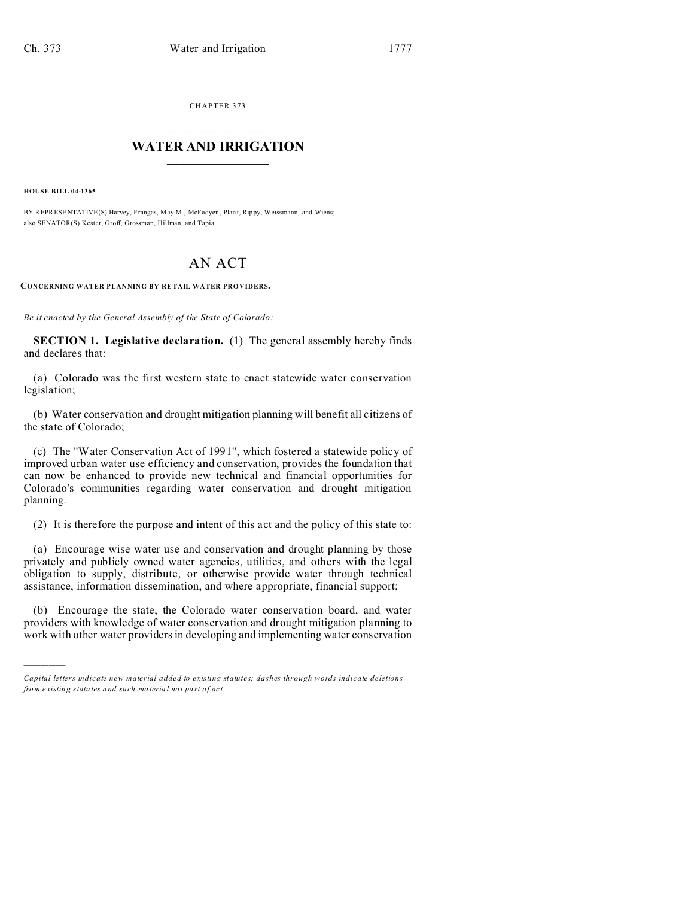CHAPTER 373

# WATER AND IRRIGATION

**HOUSE BILL 04-1365**

BY REPRESENTATIVE(S) Harvey, Frangas, May M., McFadyen, Plant, Rippy, Weissmann, and Wiens;
also SENATOR(S) Kester, Groff, Grossman, Hillman, and Tapia.

# AN ACT

**CONCERNING WATER PLANNING BY RETAIL WATER PROVIDERS.**

*Be it enacted by the General Assembly of the State of Colorado:*

**SECTION 1. Legislative declaration.** (1) The general assembly hereby finds and declares that:

(a) Colorado was the first western state to enact statewide water conservation legislation;

(b) Water conservation and drought mitigation planning will benefit all citizens of the state of Colorado;

(c) The "Water Conservation Act of 1991", which fostered a statewide policy of improved urban water use efficiency and conservation, provides the foundation that can now be enhanced to provide new technical and financial opportunities for Colorado's communities regarding water conservation and drought mitigation planning.

(2) It is therefore the purpose and intent of this act and the policy of this state to:

(a) Encourage wise water use and conservation and drought planning by those privately and publicly owned water agencies, utilities, and others with the legal obligation to supply, distribute, or otherwise provide water through technical assistance, information dissemination, and where appropriate, financial support;

(b) Encourage the state, the Colorado water conservation board, and water providers with knowledge of water conservation and drought mitigation planning to work with other water providers in developing and implementing water conservation

---

*Capital letters indicate new material added to existing statutes; dashes through words indicate deletions from existing statutes and such material not part of act.*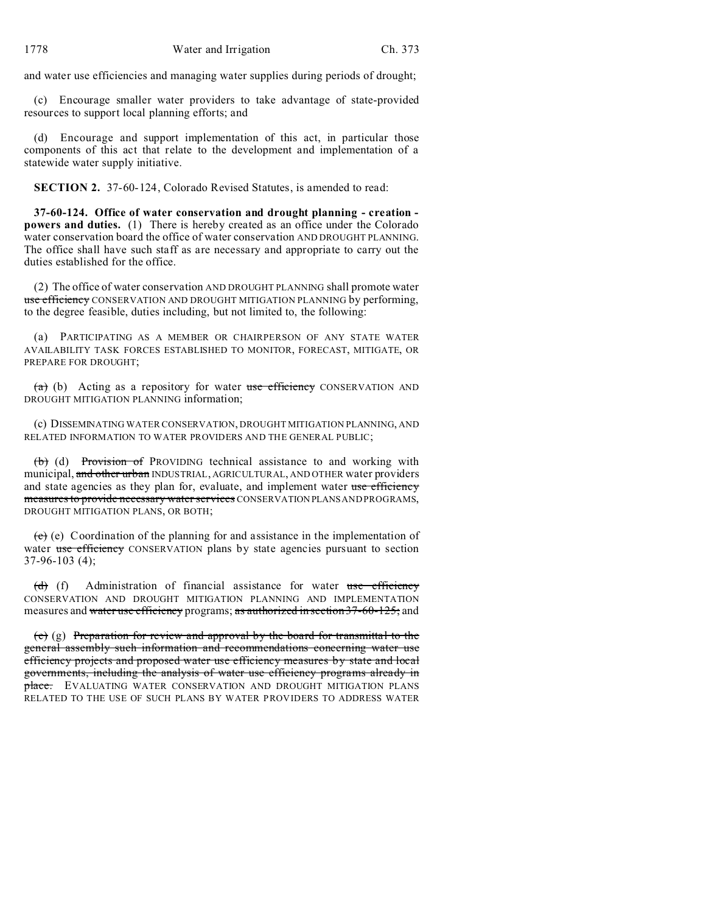and water use efficiencies and managing water supplies during periods of drought;

(c) Encourage smaller water providers to take advantage of state-provided resources to support local planning efforts; and

(d) Encourage and support implementation of this act, in particular those components of this act that relate to the development and implementation of a statewide water supply initiative.

**SECTION 2.** 37-60-124, Colorado Revised Statutes, is amended to read:

**37-60-124. Office of water conservation and drought planning - creation - powers and duties.** (1) There is hereby created as an office under the Colorado water conservation board the office of water conservation AND DROUGHT PLANNING. The office shall have such staff as are necessary and appropriate to carry out the duties established for the office.

(2) The office of water conservation AND DROUGHT PLANNING shall promote water ~~use efficiency~~ CONSERVATION AND DROUGHT MITIGATION PLANNING by performing, to the degree feasible, duties including, but not limited to, the following:

(a) PARTICIPATING AS A MEMBER OR CHAIRPERSON OF ANY STATE WATER AVAILABILITY TASK FORCES ESTABLISHED TO MONITOR, FORECAST, MITIGATE, OR PREPARE FOR DROUGHT;

~~(a)~~ (b) Acting as a repository for water ~~use efficiency~~ CONSERVATION AND DROUGHT MITIGATION PLANNING information;

(c) DISSEMINATING WATER CONSERVATION, DROUGHT MITIGATION PLANNING, AND RELATED INFORMATION TO WATER PROVIDERS AND THE GENERAL PUBLIC;

~~(b)~~ (d) ~~Provision of~~ PROVIDING technical assistance to and working with municipal, ~~and other urban~~ INDUSTRIAL, AGRICULTURAL, AND OTHER water providers and state agencies as they plan for, evaluate, and implement water ~~use efficiency measures to provide necessary water services~~ CONSERVATION PLANS AND PROGRAMS, DROUGHT MITIGATION PLANS, OR BOTH;

~~(c)~~ (e) Coordination of the planning for and assistance in the implementation of water ~~use efficiency~~ CONSERVATION plans by state agencies pursuant to section 37-96-103 (4);

~~(d)~~ (f) Administration of financial assistance for water ~~use efficiency~~ CONSERVATION AND DROUGHT MITIGATION PLANNING AND IMPLEMENTATION measures and ~~water use efficiency~~ programs; ~~as authorized in section 37-60-125;~~ and

~~(e)~~ (g) ~~Preparation for review and approval by the board for transmittal to the general assembly such information and recommendations concerning water use efficiency projects and proposed water use efficiency measures by state and local governments, including the analysis of water use efficiency programs already in place.~~ EVALUATING WATER CONSERVATION AND DROUGHT MITIGATION PLANS RELATED TO THE USE OF SUCH PLANS BY WATER PROVIDERS TO ADDRESS WATER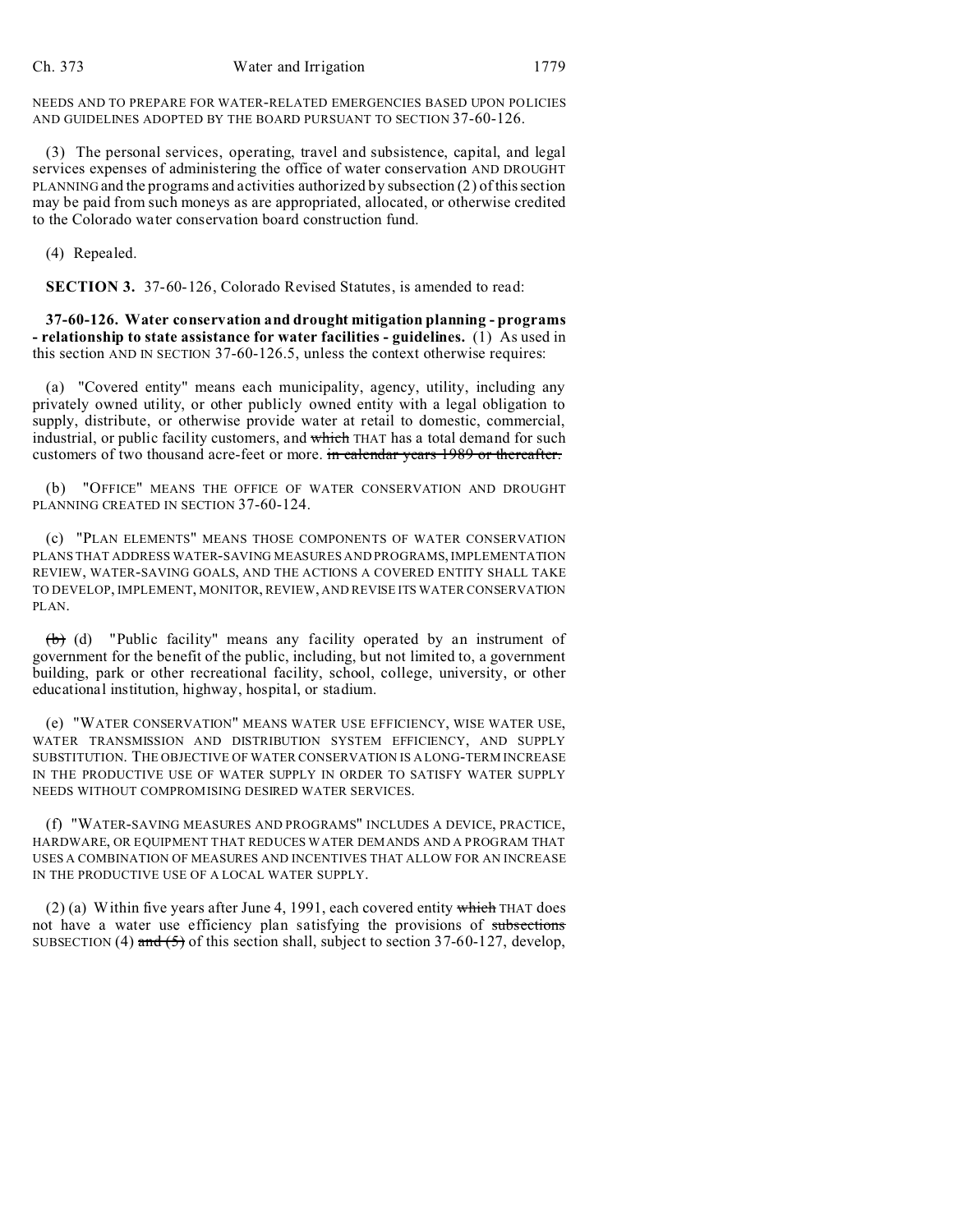NEEDS AND TO PREPARE FOR WATER-RELATED EMERGENCIES BASED UPON POLICIES AND GUIDELINES ADOPTED BY THE BOARD PURSUANT TO SECTION 37-60-126.

(3) The personal services, operating, travel and subsistence, capital, and legal services expenses of administering the office of water conservation AND DROUGHT PLANNING and the programs and activities authorized by subsection (2) of this section may be paid from such moneys as are appropriated, allocated, or otherwise credited to the Colorado water conservation board construction fund.

(4) Repealed.

**SECTION 3.** 37-60-126, Colorado Revised Statutes, is amended to read:

**37-60-126. Water conservation and drought mitigation planning - programs - relationship to state assistance for water facilities - guidelines.** (1) As used in this section AND IN SECTION 37-60-126.5, unless the context otherwise requires:

(a) "Covered entity" means each municipality, agency, utility, including any privately owned utility, or other publicly owned entity with a legal obligation to supply, distribute, or otherwise provide water at retail to domestic, commercial, industrial, or public facility customers, and ~~which~~ THAT has a total demand for such customers of two thousand acre-feet or more. ~~in calendar years 1989 or thereafter.~~

(b) "OFFICE" MEANS THE OFFICE OF WATER CONSERVATION AND DROUGHT PLANNING CREATED IN SECTION 37-60-124.

(c) "PLAN ELEMENTS" MEANS THOSE COMPONENTS OF WATER CONSERVATION PLANS THAT ADDRESS WATER-SAVING MEASURES AND PROGRAMS, IMPLEMENTATION REVIEW, WATER-SAVING GOALS, AND THE ACTIONS A COVERED ENTITY SHALL TAKE TO DEVELOP, IMPLEMENT, MONITOR, REVIEW, AND REVISE ITS WATER CONSERVATION PLAN.

~~(b)~~ (d) "Public facility" means any facility operated by an instrument of government for the benefit of the public, including, but not limited to, a government building, park or other recreational facility, school, college, university, or other educational institution, highway, hospital, or stadium.

(e) "WATER CONSERVATION" MEANS WATER USE EFFICIENCY, WISE WATER USE, WATER TRANSMISSION AND DISTRIBUTION SYSTEM EFFICIENCY, AND SUPPLY SUBSTITUTION. THE OBJECTIVE OF WATER CONSERVATION IS A LONG-TERM INCREASE IN THE PRODUCTIVE USE OF WATER SUPPLY IN ORDER TO SATISFY WATER SUPPLY NEEDS WITHOUT COMPROMISING DESIRED WATER SERVICES.

(f) "WATER-SAVING MEASURES AND PROGRAMS" INCLUDES A DEVICE, PRACTICE, HARDWARE, OR EQUIPMENT THAT REDUCES WATER DEMANDS AND A PROGRAM THAT USES A COMBINATION OF MEASURES AND INCENTIVES THAT ALLOW FOR AN INCREASE IN THE PRODUCTIVE USE OF A LOCAL WATER SUPPLY.

(2) (a) Within five years after June 4, 1991, each covered entity ~~which~~ THAT does not have a water use efficiency plan satisfying the provisions of ~~subsections~~ SUBSECTION (4) ~~and (5)~~ of this section shall, subject to section 37-60-127, develop,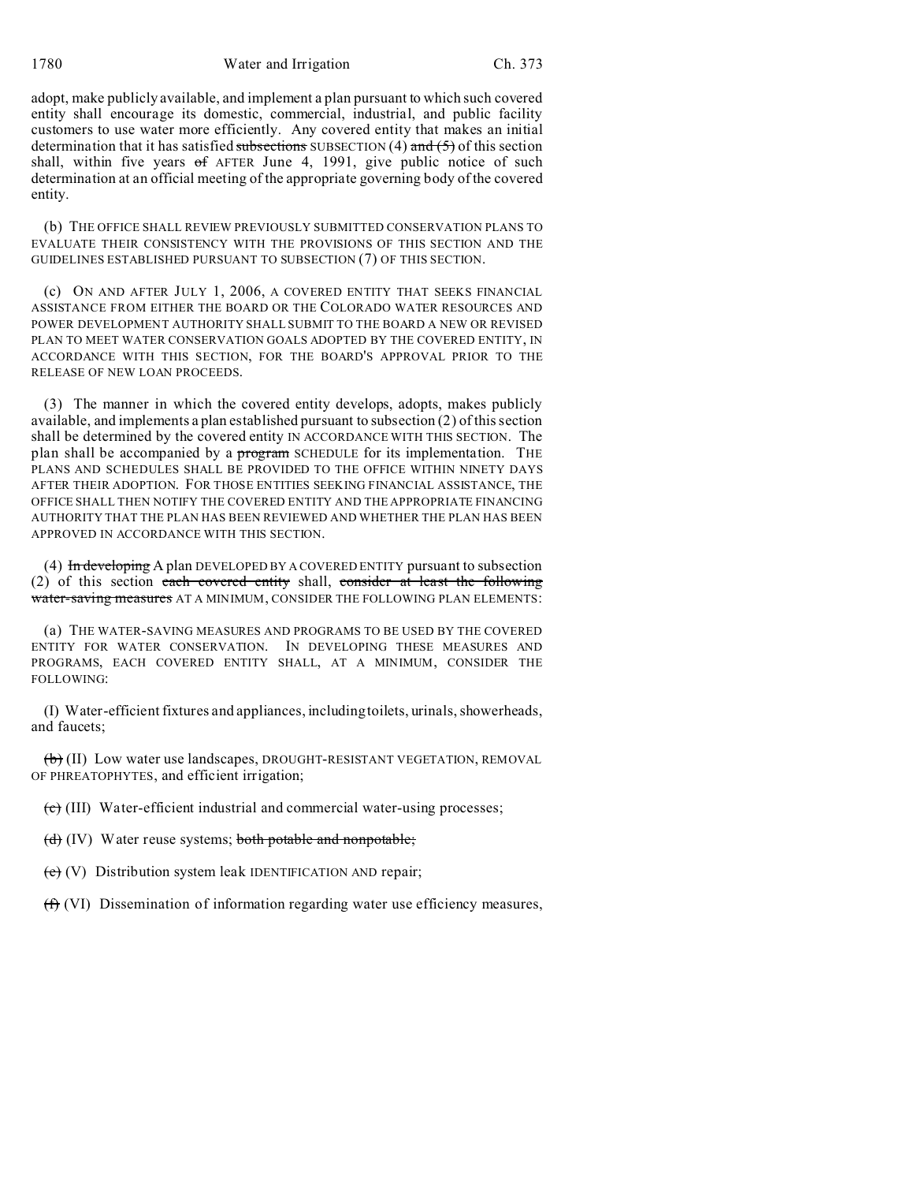adopt, make publicly available, and implement a plan pursuant to which such covered entity shall encourage its domestic, commercial, industrial, and public facility customers to use water more efficiently. Any covered entity that makes an initial determination that it has satisfied ~~subsections~~ SUBSECTION (4) ~~and (5)~~ of this section shall, within five years ~~of~~ AFTER June 4, 1991, give public notice of such determination at an official meeting of the appropriate governing body of the covered entity.

(b) THE OFFICE SHALL REVIEW PREVIOUSLY SUBMITTED CONSERVATION PLANS TO EVALUATE THEIR CONSISTENCY WITH THE PROVISIONS OF THIS SECTION AND THE GUIDELINES ESTABLISHED PURSUANT TO SUBSECTION (7) OF THIS SECTION.

(c) ON AND AFTER JULY 1, 2006, A COVERED ENTITY THAT SEEKS FINANCIAL ASSISTANCE FROM EITHER THE BOARD OR THE COLORADO WATER RESOURCES AND POWER DEVELOPMENT AUTHORITY SHALL SUBMIT TO THE BOARD A NEW OR REVISED PLAN TO MEET WATER CONSERVATION GOALS ADOPTED BY THE COVERED ENTITY, IN ACCORDANCE WITH THIS SECTION, FOR THE BOARD'S APPROVAL PRIOR TO THE RELEASE OF NEW LOAN PROCEEDS.

(3) The manner in which the covered entity develops, adopts, makes publicly available, and implements a plan established pursuant to subsection (2) of this section shall be determined by the covered entity IN ACCORDANCE WITH THIS SECTION. The plan shall be accompanied by a ~~program~~ SCHEDULE for its implementation. THE PLANS AND SCHEDULES SHALL BE PROVIDED TO THE OFFICE WITHIN NINETY DAYS AFTER THEIR ADOPTION. FOR THOSE ENTITIES SEEKING FINANCIAL ASSISTANCE, THE OFFICE SHALL THEN NOTIFY THE COVERED ENTITY AND THE APPROPRIATE FINANCING AUTHORITY THAT THE PLAN HAS BEEN REVIEWED AND WHETHER THE PLAN HAS BEEN APPROVED IN ACCORDANCE WITH THIS SECTION.

(4) ~~In developing~~ A plan DEVELOPED BY A COVERED ENTITY pursuant to subsection (2) of this section ~~each covered entity~~ shall, ~~consider at least the following water-saving measures~~ AT A MINIMUM, CONSIDER THE FOLLOWING PLAN ELEMENTS:

(a) THE WATER-SAVING MEASURES AND PROGRAMS TO BE USED BY THE COVERED ENTITY FOR WATER CONSERVATION. IN DEVELOPING THESE MEASURES AND PROGRAMS, EACH COVERED ENTITY SHALL, AT A MINIMUM, CONSIDER THE FOLLOWING:

(I) Water-efficient fixtures and appliances, including toilets, urinals, showerheads, and faucets;

~~(b)~~ (II) Low water use landscapes, DROUGHT-RESISTANT VEGETATION, REMOVAL OF PHREATOPHYTES, and efficient irrigation;

~~(c)~~ (III) Water-efficient industrial and commercial water-using processes;

~~(d)~~ (IV) Water reuse systems; ~~both potable and nonpotable;~~

~~(e)~~ (V) Distribution system leak IDENTIFICATION AND repair;

~~(f)~~ (VI) Dissemination of information regarding water use efficiency measures,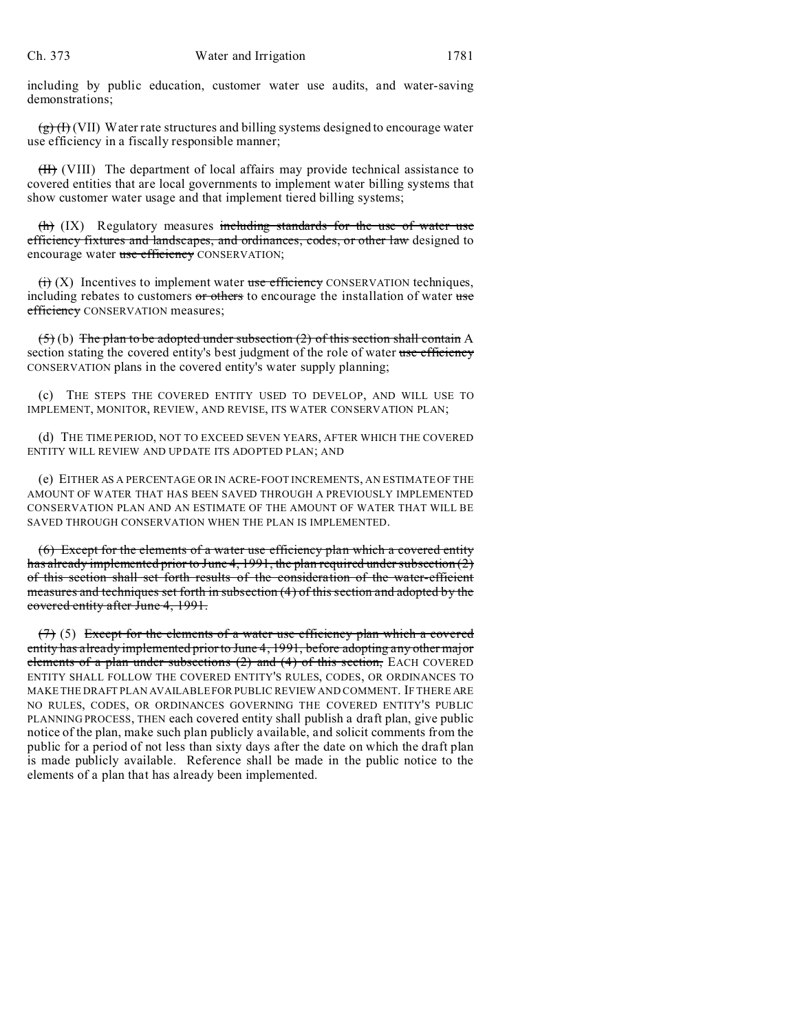including by public education, customer water use audits, and water-saving demonstrations;

~~(g) (I)~~ (VII) Water rate structures and billing systems designed to encourage water use efficiency in a fiscally responsible manner;

~~(II)~~ (VIII) The department of local affairs may provide technical assistance to covered entities that are local governments to implement water billing systems that show customer water usage and that implement tiered billing systems;

~~(h)~~ (IX) Regulatory measures ~~including standards for the use of water use efficiency fixtures and landscapes, and ordinances, codes, or other law~~ designed to encourage water ~~use efficiency~~ CONSERVATION;

~~(i)~~ (X) Incentives to implement water ~~use efficiency~~ CONSERVATION techniques, including rebates to customers ~~or others~~ to encourage the installation of water ~~use efficiency~~ CONSERVATION measures;

~~(5)~~ (b) ~~The plan to be adopted under subsection (2) of this section shall contain~~ A section stating the covered entity's best judgment of the role of water ~~use efficiency~~ CONSERVATION plans in the covered entity's water supply planning;

(c) THE STEPS THE COVERED ENTITY USED TO DEVELOP, AND WILL USE TO IMPLEMENT, MONITOR, REVIEW, AND REVISE, ITS WATER CONSERVATION PLAN;

(d) THE TIME PERIOD, NOT TO EXCEED SEVEN YEARS, AFTER WHICH THE COVERED ENTITY WILL REVIEW AND UPDATE ITS ADOPTED PLAN; AND

(e) EITHER AS A PERCENTAGE OR IN ACRE-FOOT INCREMENTS, AN ESTIMATE OF THE AMOUNT OF WATER THAT HAS BEEN SAVED THROUGH A PREVIOUSLY IMPLEMENTED CONSERVATION PLAN AND AN ESTIMATE OF THE AMOUNT OF WATER THAT WILL BE SAVED THROUGH CONSERVATION WHEN THE PLAN IS IMPLEMENTED.

~~(6) Except for the elements of a water use efficiency plan which a covered entity has already implemented prior to June 4, 1991, the plan required under subsection (2) of this section shall set forth results of the consideration of the water-efficient measures and techniques set forth in subsection (4) of this section and adopted by the covered entity after June 4, 1991.~~

~~(7)~~ (5) ~~Except for the elements of a water use efficiency plan which a covered entity has already implemented prior to June 4, 1991, before adopting any other major elements of a plan under subsections (2) and (4) of this section,~~ EACH COVERED ENTITY SHALL FOLLOW THE COVERED ENTITY'S RULES, CODES, OR ORDINANCES TO MAKE THE DRAFT PLAN AVAILABLE FOR PUBLIC REVIEW AND COMMENT. IF THERE ARE NO RULES, CODES, OR ORDINANCES GOVERNING THE COVERED ENTITY'S PUBLIC PLANNING PROCESS, THEN each covered entity shall publish a draft plan, give public notice of the plan, make such plan publicly available, and solicit comments from the public for a period of not less than sixty days after the date on which the draft plan is made publicly available. Reference shall be made in the public notice to the elements of a plan that has already been implemented.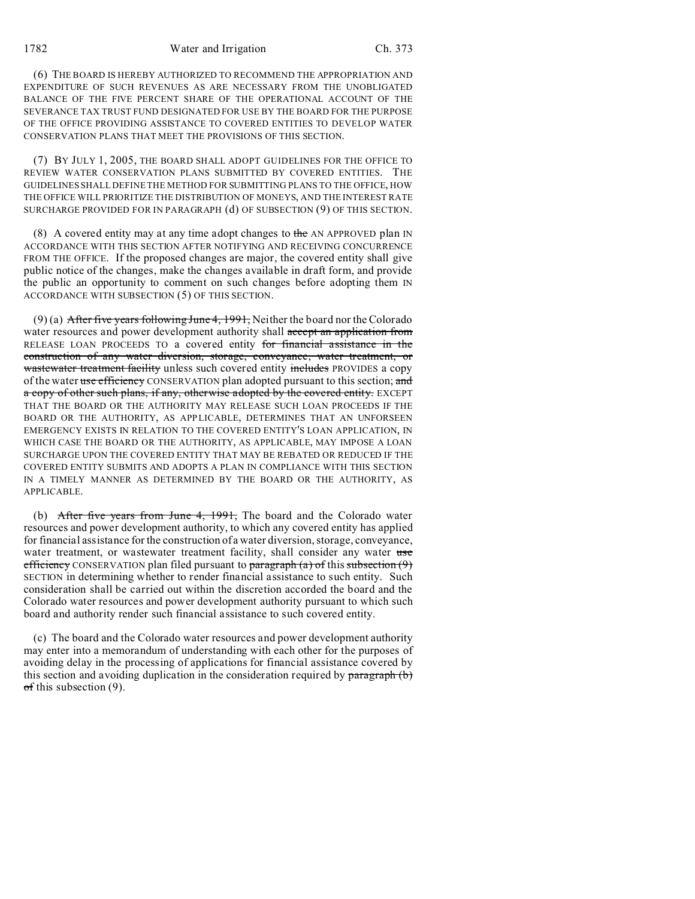(6) THE BOARD IS HEREBY AUTHORIZED TO RECOMMEND THE APPROPRIATION AND EXPENDITURE OF SUCH REVENUES AS ARE NECESSARY FROM THE UNOBLIGATED BALANCE OF THE FIVE PERCENT SHARE OF THE OPERATIONAL ACCOUNT OF THE SEVERANCE TAX TRUST FUND DESIGNATED FOR USE BY THE BOARD FOR THE PURPOSE OF THE OFFICE PROVIDING ASSISTANCE TO COVERED ENTITIES TO DEVELOP WATER CONSERVATION PLANS THAT MEET THE PROVISIONS OF THIS SECTION.

(7) BY JULY 1, 2005, THE BOARD SHALL ADOPT GUIDELINES FOR THE OFFICE TO REVIEW WATER CONSERVATION PLANS SUBMITTED BY COVERED ENTITIES. THE GUIDELINES SHALL DEFINE THE METHOD FOR SUBMITTING PLANS TO THE OFFICE, HOW THE OFFICE WILL PRIORITIZE THE DISTRIBUTION OF MONEYS, AND THE INTEREST RATE SURCHARGE PROVIDED FOR IN PARAGRAPH (d) OF SUBSECTION (9) OF THIS SECTION.

(8) A covered entity may at any time adopt changes to ~~the~~ AN APPROVED plan IN ACCORDANCE WITH THIS SECTION AFTER NOTIFYING AND RECEIVING CONCURRENCE FROM THE OFFICE. If the proposed changes are major, the covered entity shall give public notice of the changes, make the changes available in draft form, and provide the public an opportunity to comment on such changes before adopting them IN ACCORDANCE WITH SUBSECTION (5) OF THIS SECTION.

(9) (a) ~~After five years following June 4, 1991,~~ Neither the board nor the Colorado water resources and power development authority shall ~~accept an application from~~ RELEASE LOAN PROCEEDS TO a covered entity ~~for financial assistance in the construction of any water diversion, storage, conveyance, water treatment, or wastewater treatment facility~~ unless such covered entity ~~includes~~ PROVIDES a copy of the water ~~use efficiency~~ CONSERVATION plan adopted pursuant to this section; ~~and a copy of other such plans, if any, otherwise adopted by the covered entity.~~ EXCEPT THAT THE BOARD OR THE AUTHORITY MAY RELEASE SUCH LOAN PROCEEDS IF THE BOARD OR THE AUTHORITY, AS APPLICABLE, DETERMINES THAT AN UNFORSEEN EMERGENCY EXISTS IN RELATION TO THE COVERED ENTITY'S LOAN APPLICATION, IN WHICH CASE THE BOARD OR THE AUTHORITY, AS APPLICABLE, MAY IMPOSE A LOAN SURCHARGE UPON THE COVERED ENTITY THAT MAY BE REBATED OR REDUCED IF THE COVERED ENTITY SUBMITS AND ADOPTS A PLAN IN COMPLIANCE WITH THIS SECTION IN A TIMELY MANNER AS DETERMINED BY THE BOARD OR THE AUTHORITY, AS APPLICABLE.

(b) ~~After five years from June 4, 1991,~~ The board and the Colorado water resources and power development authority, to which any covered entity has applied for financial assistance for the construction of a water diversion, storage, conveyance, water treatment, or wastewater treatment facility, shall consider any water ~~use efficiency~~ CONSERVATION plan filed pursuant to ~~paragraph (a) of~~ this ~~subsection (9)~~ SECTION in determining whether to render financial assistance to such entity. Such consideration shall be carried out within the discretion accorded the board and the Colorado water resources and power development authority pursuant to which such board and authority render such financial assistance to such covered entity.

(c) The board and the Colorado water resources and power development authority may enter into a memorandum of understanding with each other for the purposes of avoiding delay in the processing of applications for financial assistance covered by this section and avoiding duplication in the consideration required by ~~paragraph (b) of~~ this subsection (9).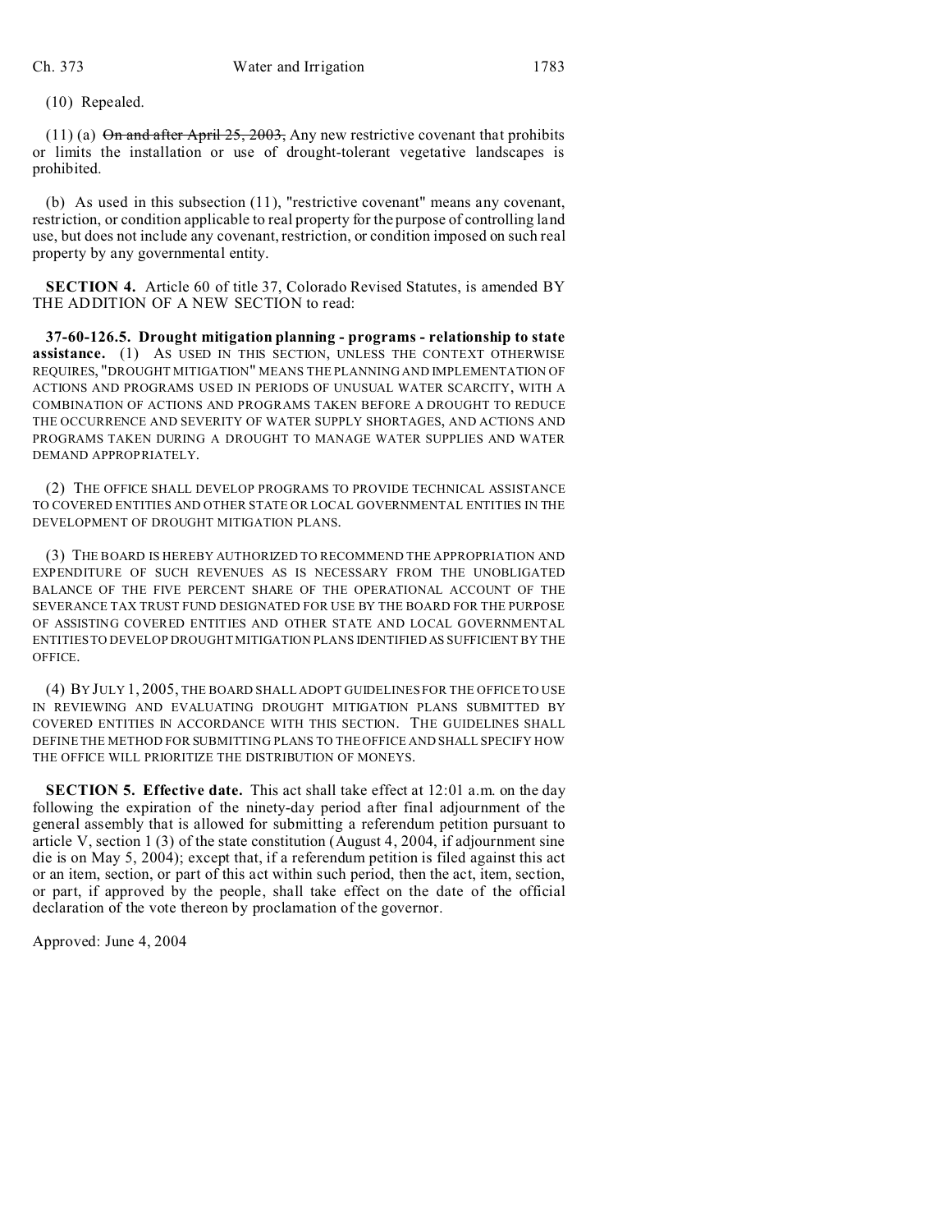(10) Repealed.

(11) (a) ~~On and after April 25, 2003,~~ Any new restrictive covenant that prohibits or limits the installation or use of drought-tolerant vegetative landscapes is prohibited.

(b) As used in this subsection (11), "restrictive covenant" means any covenant, restriction, or condition applicable to real property for the purpose of controlling land use, but does not include any covenant, restriction, or condition imposed on such real property by any governmental entity.

**SECTION 4.** Article 60 of title 37, Colorado Revised Statutes, is amended BY THE ADDITION OF A NEW SECTION to read:

**37-60-126.5. Drought mitigation planning - programs - relationship to state assistance.** (1) AS USED IN THIS SECTION, UNLESS THE CONTEXT OTHERWISE REQUIRES, "DROUGHT MITIGATION" MEANS THE PLANNING AND IMPLEMENTATION OF ACTIONS AND PROGRAMS USED IN PERIODS OF UNUSUAL WATER SCARCITY, WITH A COMBINATION OF ACTIONS AND PROGRAMS TAKEN BEFORE A DROUGHT TO REDUCE THE OCCURRENCE AND SEVERITY OF WATER SUPPLY SHORTAGES, AND ACTIONS AND PROGRAMS TAKEN DURING A DROUGHT TO MANAGE WATER SUPPLIES AND WATER DEMAND APPROPRIATELY.

(2) THE OFFICE SHALL DEVELOP PROGRAMS TO PROVIDE TECHNICAL ASSISTANCE TO COVERED ENTITIES AND OTHER STATE OR LOCAL GOVERNMENTAL ENTITIES IN THE DEVELOPMENT OF DROUGHT MITIGATION PLANS.

(3) THE BOARD IS HEREBY AUTHORIZED TO RECOMMEND THE APPROPRIATION AND EXPENDITURE OF SUCH REVENUES AS IS NECESSARY FROM THE UNOBLIGATED BALANCE OF THE FIVE PERCENT SHARE OF THE OPERATIONAL ACCOUNT OF THE SEVERANCE TAX TRUST FUND DESIGNATED FOR USE BY THE BOARD FOR THE PURPOSE OF ASSISTING COVERED ENTITIES AND OTHER STATE AND LOCAL GOVERNMENTAL ENTITIES TO DEVELOP DROUGHT MITIGATION PLANS IDENTIFIED AS SUFFICIENT BY THE OFFICE.

(4) BY JULY 1, 2005, THE BOARD SHALL ADOPT GUIDELINES FOR THE OFFICE TO USE IN REVIEWING AND EVALUATING DROUGHT MITIGATION PLANS SUBMITTED BY COVERED ENTITIES IN ACCORDANCE WITH THIS SECTION. THE GUIDELINES SHALL DEFINE THE METHOD FOR SUBMITTING PLANS TO THE OFFICE AND SHALL SPECIFY HOW THE OFFICE WILL PRIORITIZE THE DISTRIBUTION OF MONEYS.

**SECTION 5. Effective date.** This act shall take effect at 12:01 a.m. on the day following the expiration of the ninety-day period after final adjournment of the general assembly that is allowed for submitting a referendum petition pursuant to article V, section 1 (3) of the state constitution (August 4, 2004, if adjournment sine die is on May 5, 2004); except that, if a referendum petition is filed against this act or an item, section, or part of this act within such period, then the act, item, section, or part, if approved by the people, shall take effect on the date of the official declaration of the vote thereon by proclamation of the governor.

Approved: June 4, 2004